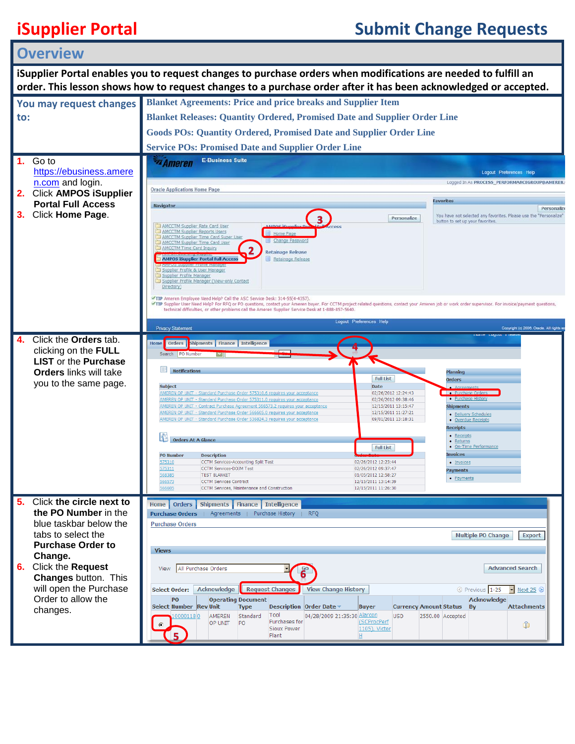# iSupplier Portal

# Submit Change Requests

## Overview

**iSupplier Portal enables you to request changes to purchase orders when modifications are needed to fulfill an order. This lesson shows how to request changes to a purchase order after it has been acknowledged or accepted.**

**You may request changes to:**

- Blanket Agreements: Price and price breaks and Supplier Item
- Blanket Releases: Quantity Ordered, Promised Date and Supplier Order Line
- Goods POs: Quantity Ordered, Promised Date and Supplier Order Line
- Service POs: Promised Date and Supplier Order Line

1. Go to https://ebusiness.ameren.com and login.
2. Click **AMPOS iSupplier Portal Full Access**
3. Click **Home Page**.

4. Click the **Orders** tab. clicking on the **FULL LIST** or the **Purchase Orders** links will take you to the same page.

5. Click **the circle next to the PO Number** in the blue taskbar below the tabs to select the **Purchase Order to Change.**
6. Click the **Request Changes** button. This will open the Purchase Order to allow the changes.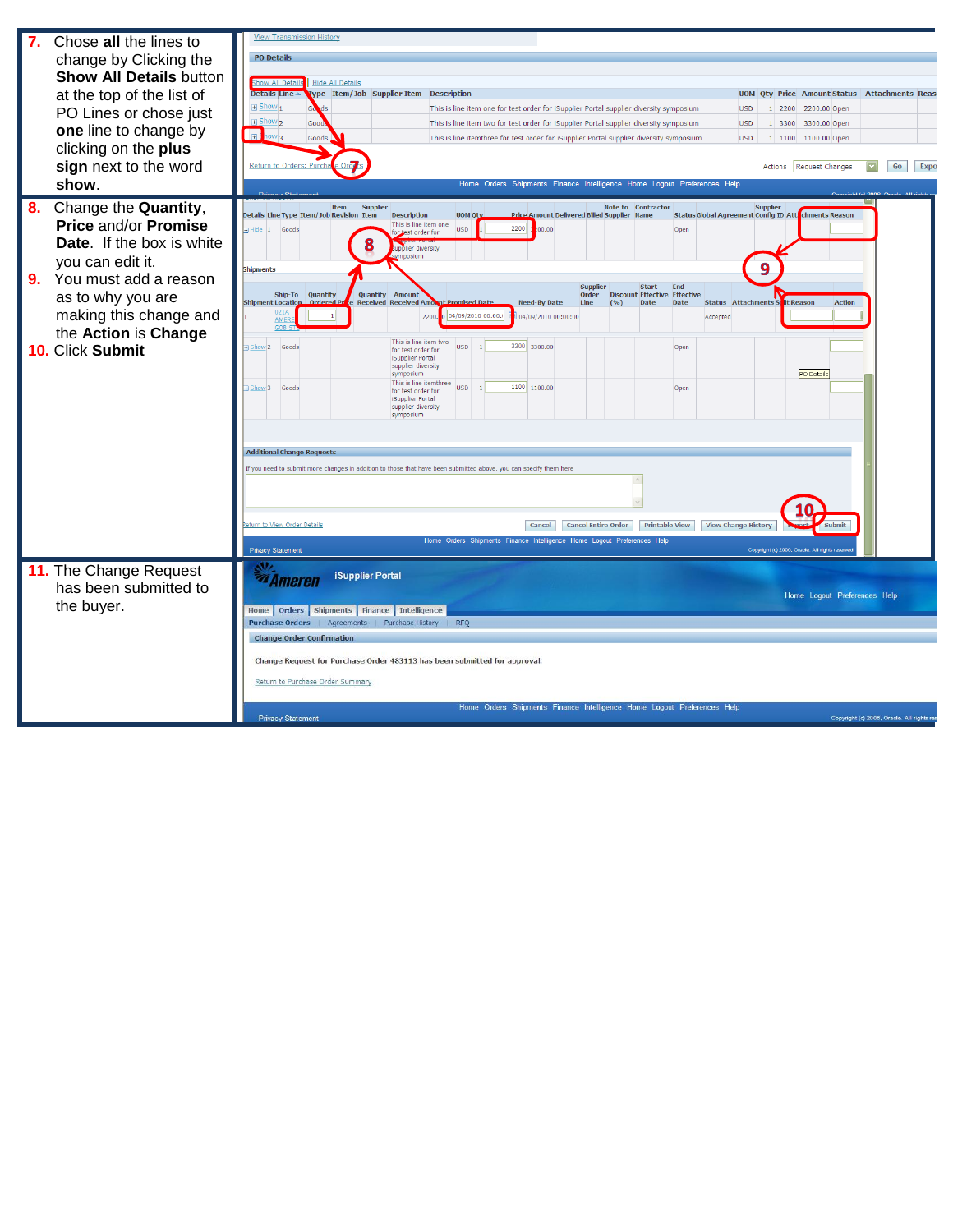7. Chose **all** the lines to change by Clicking the **Show All Details** button at the top of the list of PO Lines or chose just **one** line to change by clicking on the **plus sign** next to the word **show**.

8. Change the **Quantity**, **Price** and/or **Promise Date**. If the box is white you can edit it.

9. You must add a reason as to why you are making this change and the **Action** is **Change**

10. Click **Submit**

11. The Change Request has been submitted to the buyer.